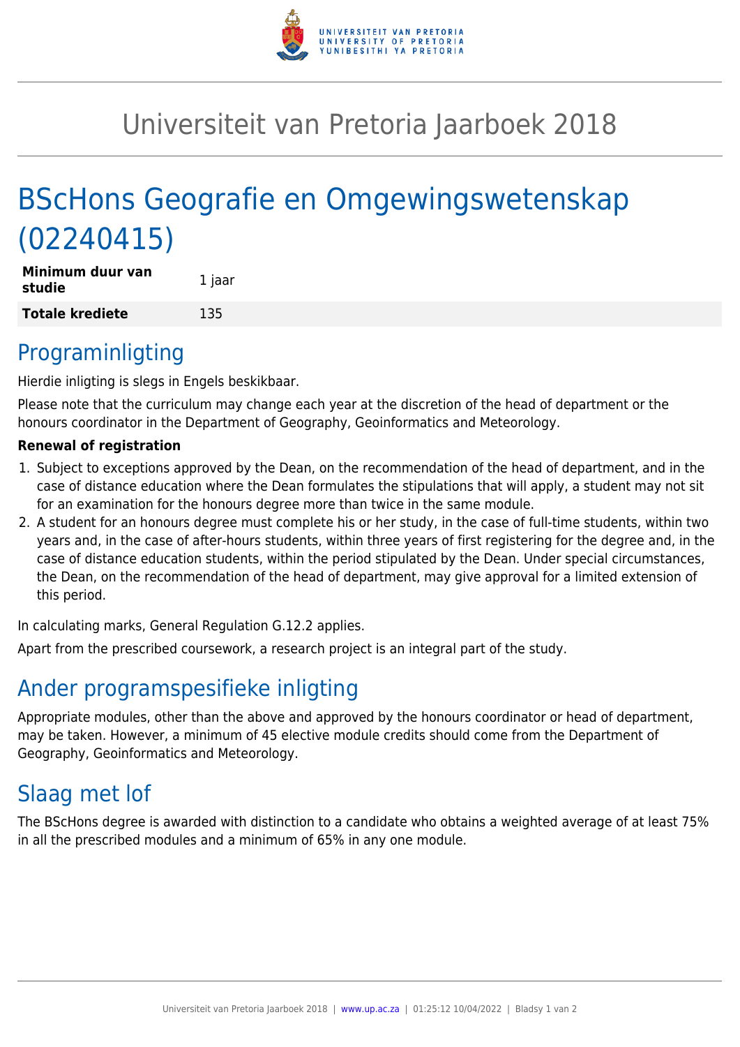# Universiteit van Pretoria Jaarboek 2018

# BScHons Geografie en Omgewingswetenskap (02240415)

| | |
|---|---|
| **Minimum duur van studie** | 1 jaar |
| **Totale krediete** | 135 |

## Programinligting

Hierdie inligting is slegs in Engels beskikbaar.

Please note that the curriculum may change each year at the discretion of the head of department or the honours coordinator in the Department of Geography, Geoinformatics and Meteorology.

**Renewal of registration**

1. Subject to exceptions approved by the Dean, on the recommendation of the head of department, and in the case of distance education where the Dean formulates the stipulations that will apply, a student may not sit for an examination for the honours degree more than twice in the same module.
2. A student for an honours degree must complete his or her study, in the case of full-time students, within two years and, in the case of after-hours students, within three years of first registering for the degree and, in the case of distance education students, within the period stipulated by the Dean. Under special circumstances, the Dean, on the recommendation of the head of department, may give approval for a limited extension of this period.

In calculating marks, General Regulation G.12.2 applies.

Apart from the prescribed coursework, a research project is an integral part of the study.

## Ander programspesifieke inligting

Appropriate modules, other than the above and approved by the honours coordinator or head of department, may be taken. However, a minimum of 45 elective module credits should come from the Department of Geography, Geoinformatics and Meteorology.

## Slaag met lof

The BScHons degree is awarded with distinction to a candidate who obtains a weighted average of at least 75% in all the prescribed modules and a minimum of 65% in any one module.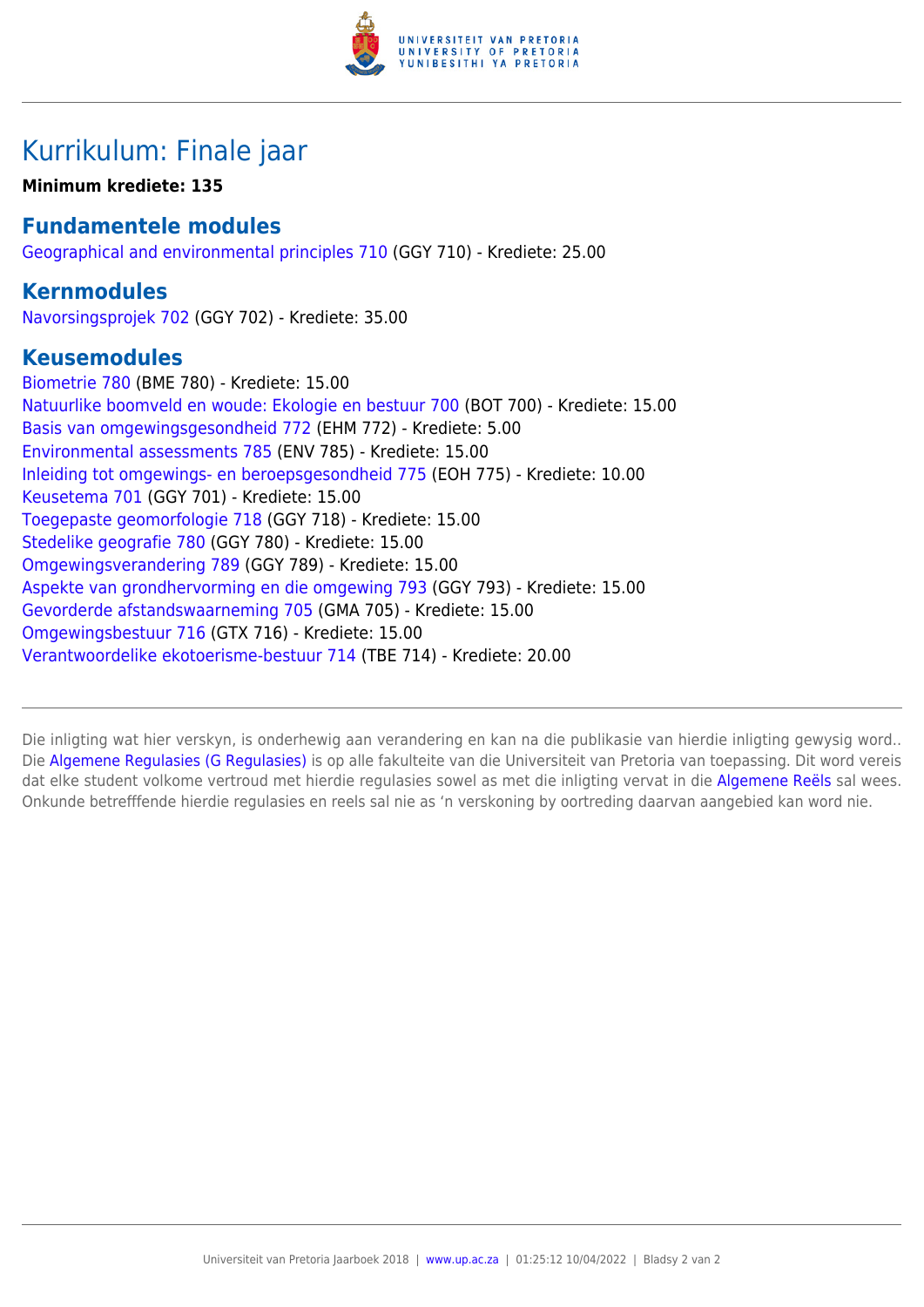# Kurrikulum: Finale jaar

**Minimum krediete: 135**

## Fundamentele modules

Geographical and environmental principles 710 (GGY 710) - Krediete: 25.00

## Kernmodules

Navorsingsprojek 702 (GGY 702) - Krediete: 35.00

## Keusemodules

Biometrie 780 (BME 780) - Krediete: 15.00
Natuurlike boomveld en woude: Ekologie en bestuur 700 (BOT 700) - Krediete: 15.00
Basis van omgewingsgesondheid 772 (EHM 772) - Krediete: 5.00
Environmental assessments 785 (ENV 785) - Krediete: 15.00
Inleiding tot omgewings- en beroepsgesondheid 775 (EOH 775) - Krediete: 10.00
Keusetema 701 (GGY 701) - Krediete: 15.00
Toegepaste geomorfologie 718 (GGY 718) - Krediete: 15.00
Stedelike geografie 780 (GGY 780) - Krediete: 15.00
Omgewingsverandering 789 (GGY 789) - Krediete: 15.00
Aspekte van grondhervorming en die omgewing 793 (GGY 793) - Krediete: 15.00
Gevorderde afstandswaarneming 705 (GMA 705) - Krediete: 15.00
Omgewingsbestuur 716 (GTX 716) - Krediete: 15.00
Verantwoordelike ekotoerisme-bestuur 714 (TBE 714) - Krediete: 20.00

---

Die inligting wat hier verskyn, is onderhewig aan verandering en kan na die publikasie van hierdie inligting gewysig word.. Die Algemene Regulasies (G Regulasies) is op alle fakulteite van die Universiteit van Pretoria van toepassing. Dit word vereis dat elke student volkome vertroud met hierdie regulasies sowel as met die inligting vervat in die Algemene Reëls sal wees. Onkunde betrefffende hierdie regulasies en reels sal nie as 'n verskoning by oortreding daarvan aangebied kan word nie.